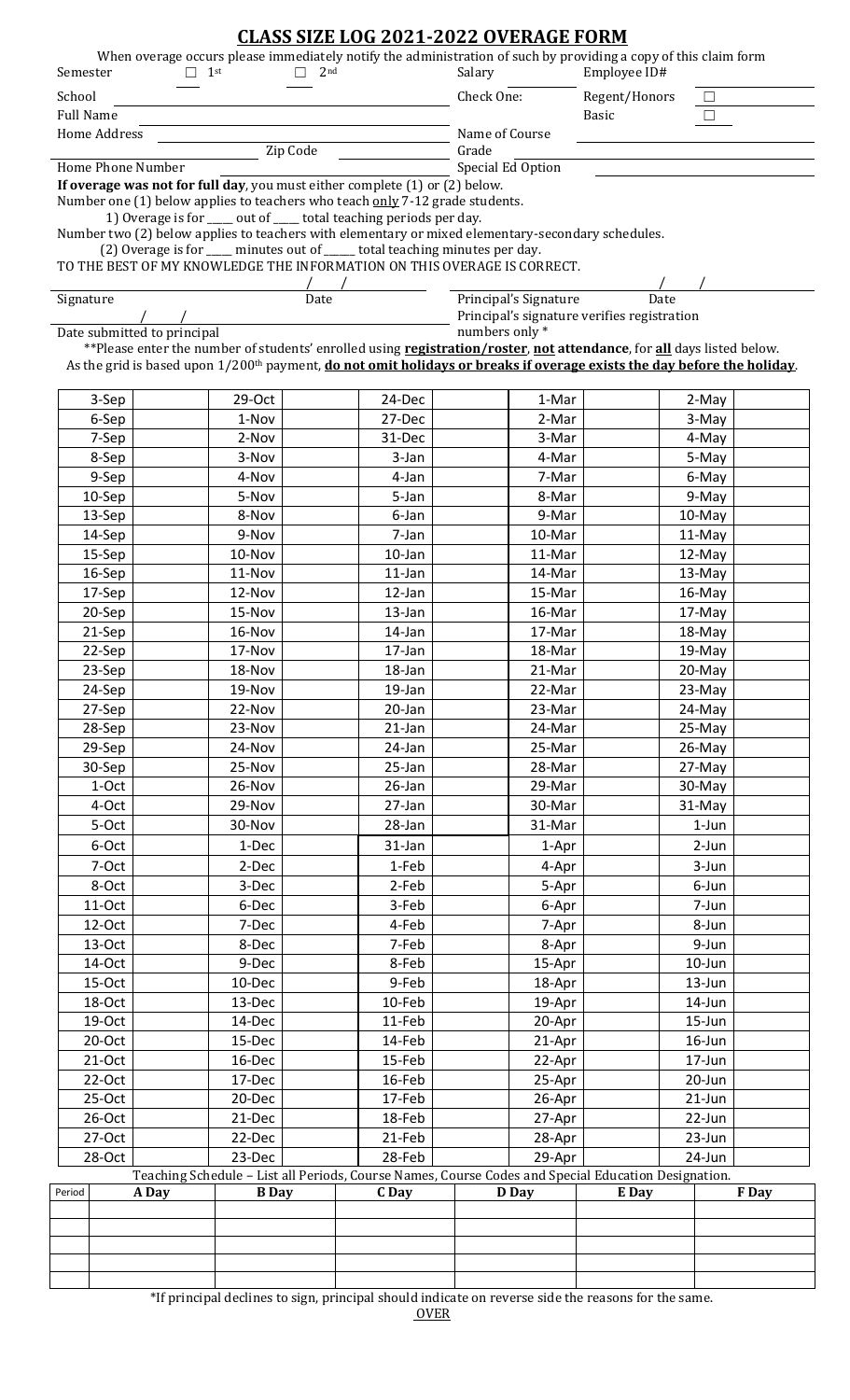# CLASS SIZE LOG 2021-2022 OVERAGE FORM

When overage occurs please immediately notify the administration of such by providing a copy of this claim form

Semester ☐ 1st ☐ 2nd Salary ______ Employee ID# ______

School ______ Check One: Regent/Honors ☐ Basic ☐

Full Name ______

Home Address ______ Zip Code ______ Name of Course ______

Grade ______

Home Phone Number ______ Special Ed Option ______

**If overage was not for full day**, you must either complete (1) or (2) below.

Number one (1) below applies to teachers who teach only 7-12 grade students.

1) Overage is for ____ out of ____ total teaching periods per day.

Number two (2) below applies to teachers with elementary or mixed elementary-secondary schedules.

(2) Overage is for ____ minutes out of _____ total teaching minutes per day.

TO THE BEST OF MY KNOWLEDGE THE INFORMATION ON THIS OVERAGE IS CORRECT.

______ / / ______ / /

Signature Date Principal's Signature Date

Principal's signature verifies registration numbers only *

/ /

Date submitted to principal

**Please enter the number of students' enrolled using **registration/roster**, **not attendance**, for **all** days listed below. As the grid is based upon 1/200th payment, **do not omit holidays or breaks if overage exists the day before the holiday**.

| Date | | Date | | Date | | Date | | Date | |
|---|---|---|---|---|---|---|---|---|---|
| 3-Sep | | 29-Oct | | 24-Dec | | 1-Mar | | 2-May | |
| 6-Sep | | 1-Nov | | 27-Dec | | 2-Mar | | 3-May | |
| 7-Sep | | 2-Nov | | 31-Dec | | 3-Mar | | 4-May | |
| 8-Sep | | 3-Nov | | 3-Jan | | 4-Mar | | 5-May | |
| 9-Sep | | 4-Nov | | 4-Jan | | 7-Mar | | 6-May | |
| 10-Sep | | 5-Nov | | 5-Jan | | 8-Mar | | 9-May | |
| 13-Sep | | 8-Nov | | 6-Jan | | 9-Mar | | 10-May | |
| 14-Sep | | 9-Nov | | 7-Jan | | 10-Mar | | 11-May | |
| 15-Sep | | 10-Nov | | 10-Jan | | 11-Mar | | 12-May | |
| 16-Sep | | 11-Nov | | 11-Jan | | 14-Mar | | 13-May | |
| 17-Sep | | 12-Nov | | 12-Jan | | 15-Mar | | 16-May | |
| 20-Sep | | 15-Nov | | 13-Jan | | 16-Mar | | 17-May | |
| 21-Sep | | 16-Nov | | 14-Jan | | 17-Mar | | 18-May | |
| 22-Sep | | 17-Nov | | 17-Jan | | 18-Mar | | 19-May | |
| 23-Sep | | 18-Nov | | 18-Jan | | 21-Mar | | 20-May | |
| 24-Sep | | 19-Nov | | 19-Jan | | 22-Mar | | 23-May | |
| 27-Sep | | 22-Nov | | 20-Jan | | 23-Mar | | 24-May | |
| 28-Sep | | 23-Nov | | 21-Jan | | 24-Mar | | 25-May | |
| 29-Sep | | 24-Nov | | 24-Jan | | 25-Mar | | 26-May | |
| 30-Sep | | 25-Nov | | 25-Jan | | 28-Mar | | 27-May | |
| 1-Oct | | 26-Nov | | 26-Jan | | 29-Mar | | 30-May | |
| 4-Oct | | 29-Nov | | 27-Jan | | 30-Mar | | 31-May | |
| 5-Oct | | 30-Nov | | 28-Jan | | 31-Mar | | 1-Jun | |
| 6-Oct | | 1-Dec | | 31-Jan | | 1-Apr | | 2-Jun | |
| 7-Oct | | 2-Dec | | 1-Feb | | 4-Apr | | 3-Jun | |
| 8-Oct | | 3-Dec | | 2-Feb | | 5-Apr | | 6-Jun | |
| 11-Oct | | 6-Dec | | 3-Feb | | 6-Apr | | 7-Jun | |
| 12-Oct | | 7-Dec | | 4-Feb | | 7-Apr | | 8-Jun | |
| 13-Oct | | 8-Dec | | 7-Feb | | 8-Apr | | 9-Jun | |
| 14-Oct | | 9-Dec | | 8-Feb | | 15-Apr | | 10-Jun | |
| 15-Oct | | 10-Dec | | 9-Feb | | 18-Apr | | 13-Jun | |
| 18-Oct | | 13-Dec | | 10-Feb | | 19-Apr | | 14-Jun | |
| 19-Oct | | 14-Dec | | 11-Feb | | 20-Apr | | 15-Jun | |
| 20-Oct | | 15-Dec | | 14-Feb | | 21-Apr | | 16-Jun | |
| 21-Oct | | 16-Dec | | 15-Feb | | 22-Apr | | 17-Jun | |
| 22-Oct | | 17-Dec | | 16-Feb | | 25-Apr | | 20-Jun | |
| 25-Oct | | 20-Dec | | 17-Feb | | 26-Apr | | 21-Jun | |
| 26-Oct | | 21-Dec | | 18-Feb | | 27-Apr | | 22-Jun | |
| 27-Oct | | 22-Dec | | 21-Feb | | 28-Apr | | 23-Jun | |
| 28-Oct | | 23-Dec | | 28-Feb | | 29-Apr | | 24-Jun | |

Teaching Schedule – List all Periods, Course Names, Course Codes and Special Education Designation.

| Period | A Day | B Day | C Day | D Day | E Day | F Day |
|---|---|---|---|---|---|---|
| | | | | | | |
| | | | | | | |
| | | | | | | |
| | | | | | | |
| | | | | | | |

*If principal declines to sign, principal should indicate on reverse side the reasons for the same.

OVER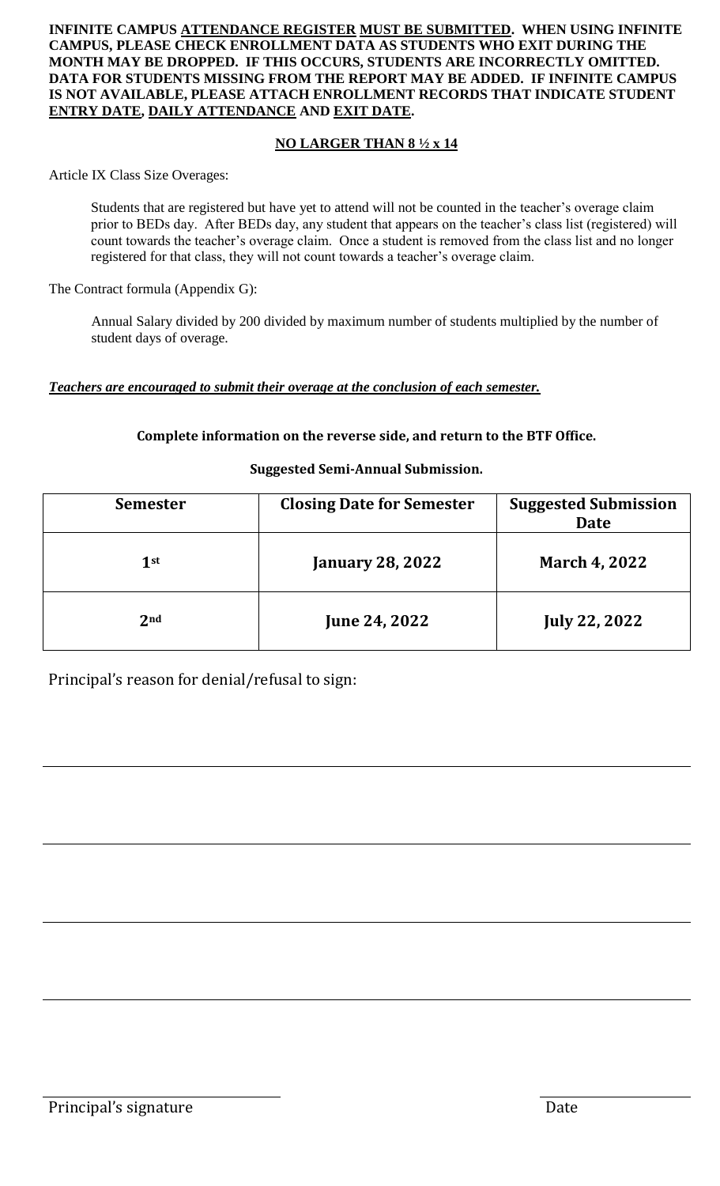**INFINITE CAMPUS ATTENDANCE REGISTER MUST BE SUBMITTED. WHEN USING INFINITE CAMPUS, PLEASE CHECK ENROLLMENT DATA AS STUDENTS WHO EXIT DURING THE MONTH MAY BE DROPPED. IF THIS OCCURS, STUDENTS ARE INCORRECTLY OMITTED. DATA FOR STUDENTS MISSING FROM THE REPORT MAY BE ADDED. IF INFINITE CAMPUS IS NOT AVAILABLE, PLEASE ATTACH ENROLLMENT RECORDS THAT INDICATE STUDENT ENTRY DATE, DAILY ATTENDANCE AND EXIT DATE.**

**NO LARGER THAN 8 ½ x 14**

Article IX Class Size Overages:

> Students that are registered but have yet to attend will not be counted in the teacher's overage claim prior to BEDs day. After BEDs day, any student that appears on the teacher's class list (registered) will count towards the teacher's overage claim. Once a student is removed from the class list and no longer registered for that class, they will not count towards a teacher's overage claim.

The Contract formula (Appendix G):

> Annual Salary divided by 200 divided by maximum number of students multiplied by the number of student days of overage.

***Teachers are encouraged to submit their overage at the conclusion of each semester.***

**Complete information on the reverse side, and return to the BTF Office.**

**Suggested Semi-Annual Submission.**

| Semester | Closing Date for Semester | Suggested Submission Date |
|---|---|---|
| 1st | January 28, 2022 | March 4, 2022 |
| 2nd | June 24, 2022 | July 22, 2022 |

Principal's reason for denial/refusal to sign:

______________________________________________

______________________________________________

______________________________________________

______________________________________________

Principal's signature ______________________ Date ______________